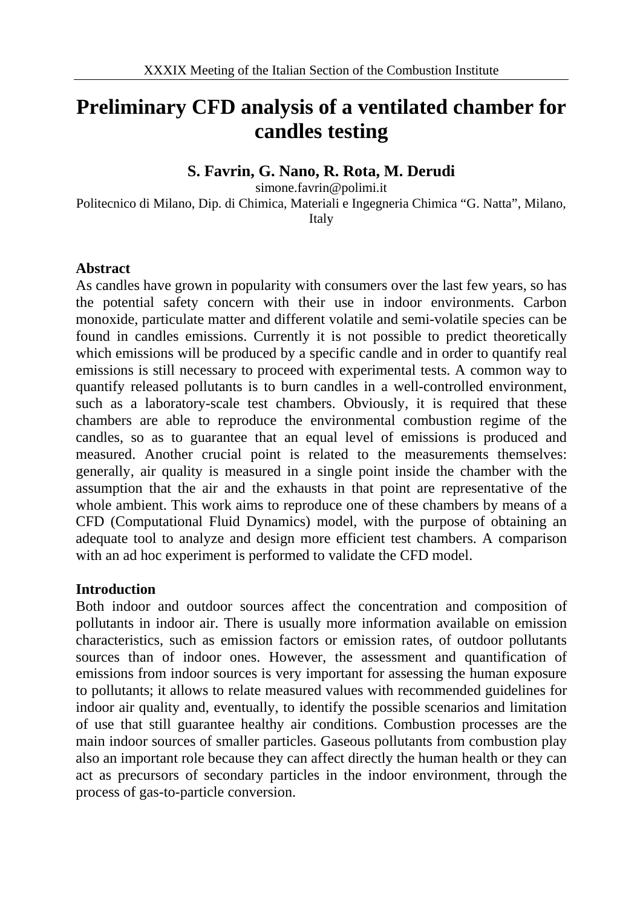# Preliminary CFD analysis of a ventilated chamber for candles testing

**S. Favrin, G. Nano, R. Rota, M. Derudi**

simone.favrin@polimi.it

Politecnico di Milano, Dip. di Chimica, Materiali e Ingegneria Chimica "G. Natta", Milano, Italy

## Abstract

As candles have grown in popularity with consumers over the last few years, so has the potential safety concern with their use in indoor environments. Carbon monoxide, particulate matter and different volatile and semi-volatile species can be found in candles emissions. Currently it is not possible to predict theoretically which emissions will be produced by a specific candle and in order to quantify real emissions is still necessary to proceed with experimental tests. A common way to quantify released pollutants is to burn candles in a well-controlled environment, such as a laboratory-scale test chambers. Obviously, it is required that these chambers are able to reproduce the environmental combustion regime of the candles, so as to guarantee that an equal level of emissions is produced and measured. Another crucial point is related to the measurements themselves: generally, air quality is measured in a single point inside the chamber with the assumption that the air and the exhausts in that point are representative of the whole ambient. This work aims to reproduce one of these chambers by means of a CFD (Computational Fluid Dynamics) model, with the purpose of obtaining an adequate tool to analyze and design more efficient test chambers. A comparison with an ad hoc experiment is performed to validate the CFD model.

## Introduction

Both indoor and outdoor sources affect the concentration and composition of pollutants in indoor air. There is usually more information available on emission characteristics, such as emission factors or emission rates, of outdoor pollutants sources than of indoor ones. However, the assessment and quantification of emissions from indoor sources is very important for assessing the human exposure to pollutants; it allows to relate measured values with recommended guidelines for indoor air quality and, eventually, to identify the possible scenarios and limitation of use that still guarantee healthy air conditions. Combustion processes are the main indoor sources of smaller particles. Gaseous pollutants from combustion play also an important role because they can affect directly the human health or they can act as precursors of secondary particles in the indoor environment, through the process of gas-to-particle conversion.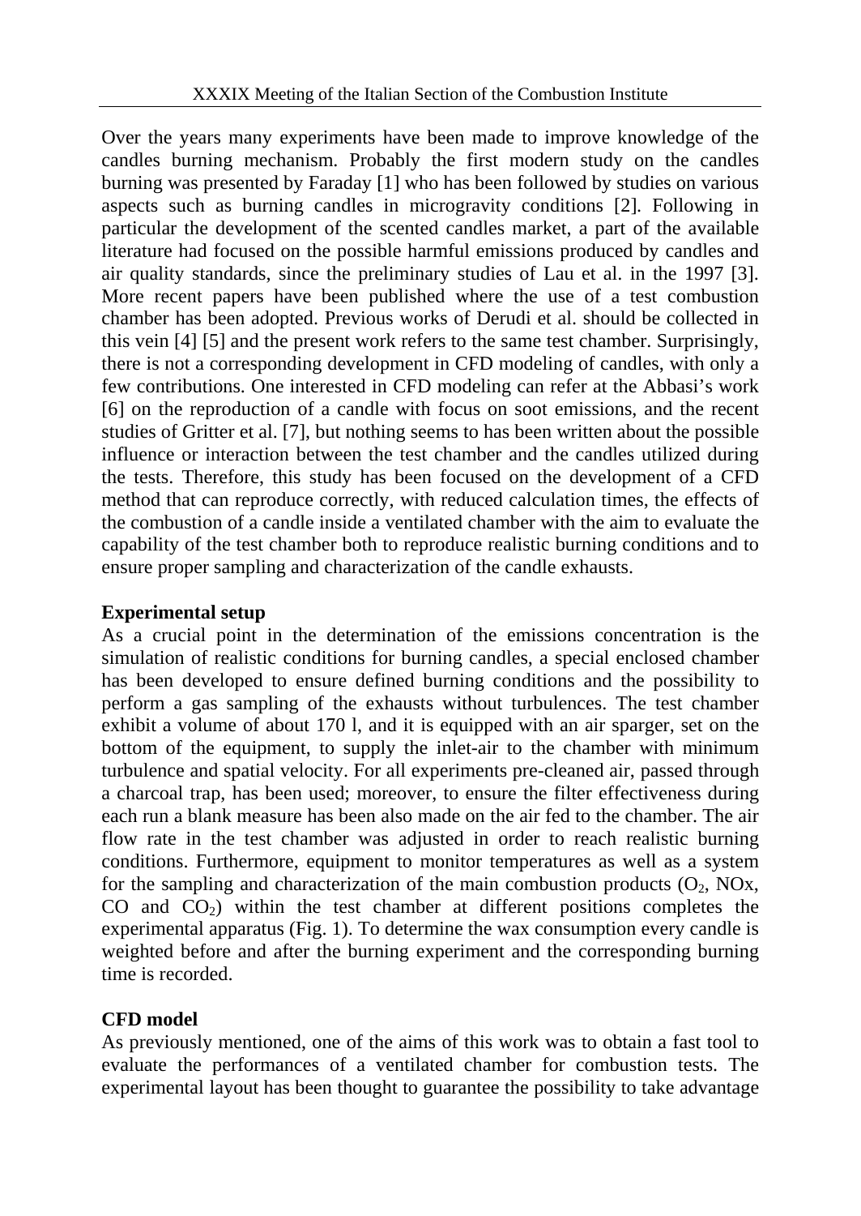Over the years many experiments have been made to improve knowledge of the candles burning mechanism. Probably the first modern study on the candles burning was presented by Faraday [1] who has been followed by studies on various aspects such as burning candles in microgravity conditions [2]. Following in particular the development of the scented candles market, a part of the available literature had focused on the possible harmful emissions produced by candles and air quality standards, since the preliminary studies of Lau et al. in the 1997 [3]. More recent papers have been published where the use of a test combustion chamber has been adopted. Previous works of Derudi et al. should be collected in this vein [4] [5] and the present work refers to the same test chamber. Surprisingly, there is not a corresponding development in CFD modeling of candles, with only a few contributions. One interested in CFD modeling can refer at the Abbasi's work [6] on the reproduction of a candle with focus on soot emissions, and the recent studies of Gritter et al. [7], but nothing seems to has been written about the possible influence or interaction between the test chamber and the candles utilized during the tests. Therefore, this study has been focused on the development of a CFD method that can reproduce correctly, with reduced calculation times, the effects of the combustion of a candle inside a ventilated chamber with the aim to evaluate the capability of the test chamber both to reproduce realistic burning conditions and to ensure proper sampling and characterization of the candle exhausts.

**Experimental setup**

As a crucial point in the determination of the emissions concentration is the simulation of realistic conditions for burning candles, a special enclosed chamber has been developed to ensure defined burning conditions and the possibility to perform a gas sampling of the exhausts without turbulences. The test chamber exhibit a volume of about 170 l, and it is equipped with an air sparger, set on the bottom of the equipment, to supply the inlet-air to the chamber with minimum turbulence and spatial velocity. For all experiments pre-cleaned air, passed through a charcoal trap, has been used; moreover, to ensure the filter effectiveness during each run a blank measure has been also made on the air fed to the chamber. The air flow rate in the test chamber was adjusted in order to reach realistic burning conditions. Furthermore, equipment to monitor temperatures as well as a system for the sampling and characterization of the main combustion products ($O_2$, NOx, CO and $CO_2$) within the test chamber at different positions completes the experimental apparatus (Fig. 1). To determine the wax consumption every candle is weighted before and after the burning experiment and the corresponding burning time is recorded.

**CFD model**

As previously mentioned, one of the aims of this work was to obtain a fast tool to evaluate the performances of a ventilated chamber for combustion tests. The experimental layout has been thought to guarantee the possibility to take advantage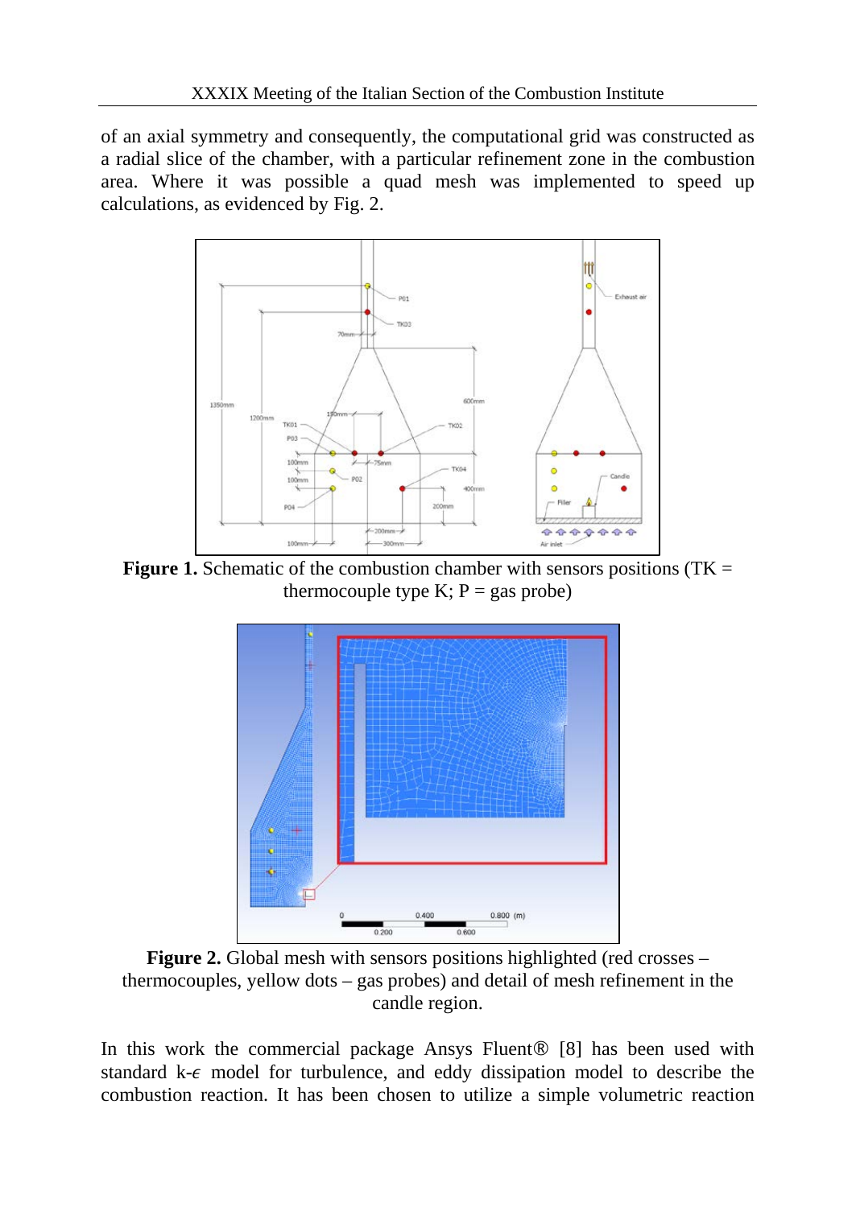of an axial symmetry and consequently, the computational grid was constructed as a radial slice of the chamber, with a particular refinement zone in the combustion area. Where it was possible a quad mesh was implemented to speed up calculations, as evidenced by Fig. 2.

**Figure 1.** Schematic of the combustion chamber with sensors positions (TK = thermocouple type K; P = gas probe)

**Figure 2.** Global mesh with sensors positions highlighted (red crosses – thermocouples, yellow dots – gas probes) and detail of mesh refinement in the candle region.

In this work the commercial package Ansys Fluent® [8] has been used with standard k-$\epsilon$ model for turbulence, and eddy dissipation model to describe the combustion reaction. It has been chosen to utilize a simple volumetric reaction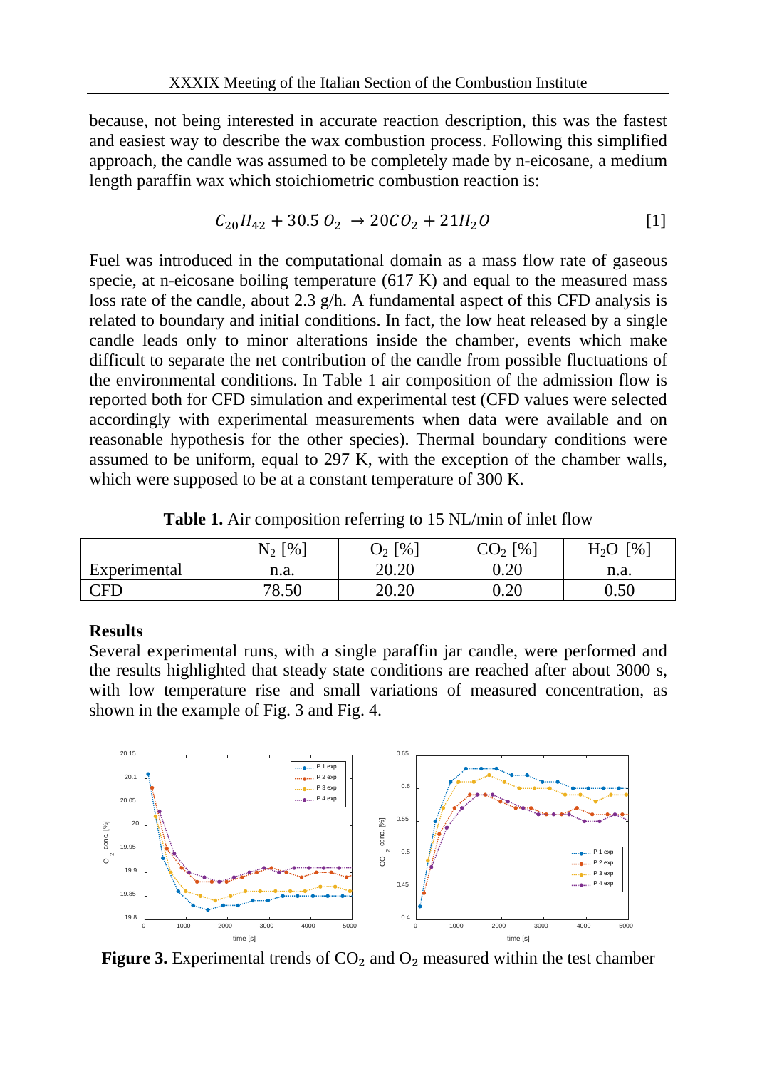because, not being interested in accurate reaction description, this was the fastest and easiest way to describe the wax combustion process. Following this simplified approach, the candle was assumed to be completely made by n-eicosane, a medium length paraffin wax which stoichiometric combustion reaction is:

$$C_{20}H_{42} + 30.5\, O_2 \rightarrow 20CO_2 + 21H_2O \qquad [1]$$

Fuel was introduced in the computational domain as a mass flow rate of gaseous specie, at n-eicosane boiling temperature (617 K) and equal to the measured mass loss rate of the candle, about 2.3 g/h. A fundamental aspect of this CFD analysis is related to boundary and initial conditions. In fact, the low heat released by a single candle leads only to minor alterations inside the chamber, events which make difficult to separate the net contribution of the candle from possible fluctuations of the environmental conditions. In Table 1 air composition of the admission flow is reported both for CFD simulation and experimental test (CFD values were selected accordingly with experimental measurements when data were available and on reasonable hypothesis for the other species). Thermal boundary conditions were assumed to be uniform, equal to 297 K, with the exception of the chamber walls, which were supposed to be at a constant temperature of 300 K.

**Table 1.** Air composition referring to 15 NL/min of inlet flow

| | $N_2$ [%] | $O_2$ [%] | $CO_2$ [%] | $H_2O$ [%] |
|---|---|---|---|---|
| Experimental | n.a. | 20.20 | 0.20 | n.a. |
| CFD | 78.50 | 20.20 | 0.20 | 0.50 |

## Results

Several experimental runs, with a single paraffin jar candle, were performed and the results highlighted that steady state conditions are reached after about 3000 s, with low temperature rise and small variations of measured concentration, as shown in the example of Fig. 3 and Fig. 4.

**Figure 3.** Experimental trends of $CO_2$ and $O_2$ measured within the test chamber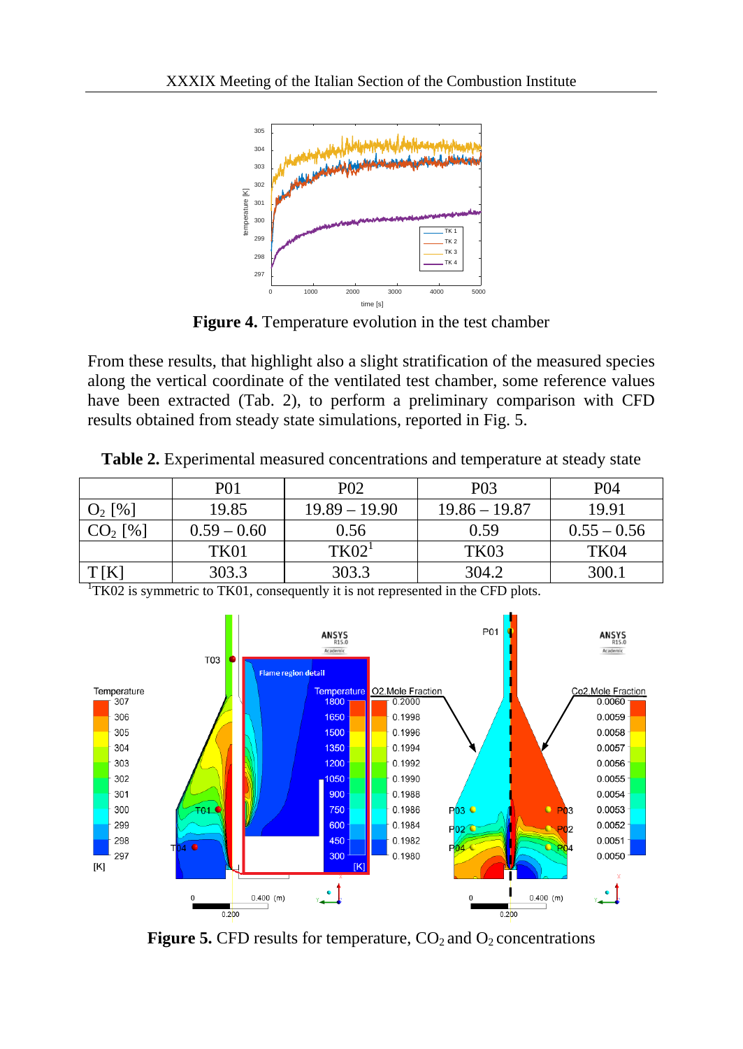**Figure 4.** Temperature evolution in the test chamber

From these results, that highlight also a slight stratification of the measured species along the vertical coordinate of the ventilated test chamber, some reference values have been extracted (Tab. 2), to perform a preliminary comparison with CFD results obtained from steady state simulations, reported in Fig. 5.

**Table 2.** Experimental measured concentrations and temperature at steady state

| | P01 | P02 | P03 | P04 |
|---|---|---|---|---|
| $O_2$ [%] | 19.85 | 19.89 – 19.90 | 19.86 – 19.87 | 19.91 |
| $CO_2$ [%] | 0.59 – 0.60 | 0.56 | 0.59 | 0.55 – 0.56 |
| | TK01 | TK02[1] | TK03 | TK04 |
| T [K] | 303.3 | 303.3 | 304.2 | 300.1 |

[1]TK02 is symmetric to TK01, consequently it is not represented in the CFD plots.

**Figure 5.** CFD results for temperature, $CO_2$ and $O_2$ concentrations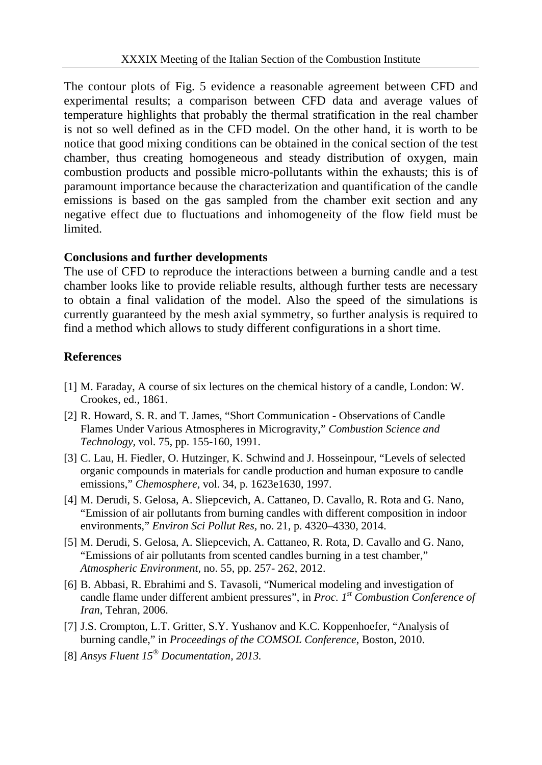The contour plots of Fig. 5 evidence a reasonable agreement between CFD and experimental results; a comparison between CFD data and average values of temperature highlights that probably the thermal stratification in the real chamber is not so well defined as in the CFD model. On the other hand, it is worth to be notice that good mixing conditions can be obtained in the conical section of the test chamber, thus creating homogeneous and steady distribution of oxygen, main combustion products and possible micro-pollutants within the exhausts; this is of paramount importance because the characterization and quantification of the candle emissions is based on the gas sampled from the chamber exit section and any negative effect due to fluctuations and inhomogeneity of the flow field must be limited.

**Conclusions and further developments**

The use of CFD to reproduce the interactions between a burning candle and a test chamber looks like to provide reliable results, although further tests are necessary to obtain a final validation of the model. Also the speed of the simulations is currently guaranteed by the mesh axial symmetry, so further analysis is required to find a method which allows to study different configurations in a short time.

**References**

[1] M. Faraday, A course of six lectures on the chemical history of a candle, London: W. Crookes, ed., 1861.

[2] R. Howard, S. R. and T. James, "Short Communication - Observations of Candle Flames Under Various Atmospheres in Microgravity," *Combustion Science and Technology*, vol. 75, pp. 155-160, 1991.

[3] C. Lau, H. Fiedler, O. Hutzinger, K. Schwind and J. Hosseinpour, "Levels of selected organic compounds in materials for candle production and human exposure to candle emissions," *Chemosphere*, vol. 34, p. 1623e1630, 1997.

[4] M. Derudi, S. Gelosa, A. Sliepcevich, A. Cattaneo, D. Cavallo, R. Rota and G. Nano, "Emission of air pollutants from burning candles with different composition in indoor environments," *Environ Sci Pollut Res*, no. 21, p. 4320–4330, 2014.

[5] M. Derudi, S. Gelosa, A. Sliepcevich, A. Cattaneo, R. Rota, D. Cavallo and G. Nano, "Emissions of air pollutants from scented candles burning in a test chamber," *Atmospheric Environment*, no. 55, pp. 257- 262, 2012.

[6] B. Abbasi, R. Ebrahimi and S. Tavasoli, "Numerical modeling and investigation of candle flame under different ambient pressures", in *Proc. 1st Combustion Conference of Iran*, Tehran, 2006.

[7] J.S. Crompton, L.T. Gritter, S.Y. Yushanov and K.C. Koppenhoefer, "Analysis of burning candle," in *Proceedings of the COMSOL Conference*, Boston, 2010.

[8] *Ansys Fluent 15® Documentation, 2013.*